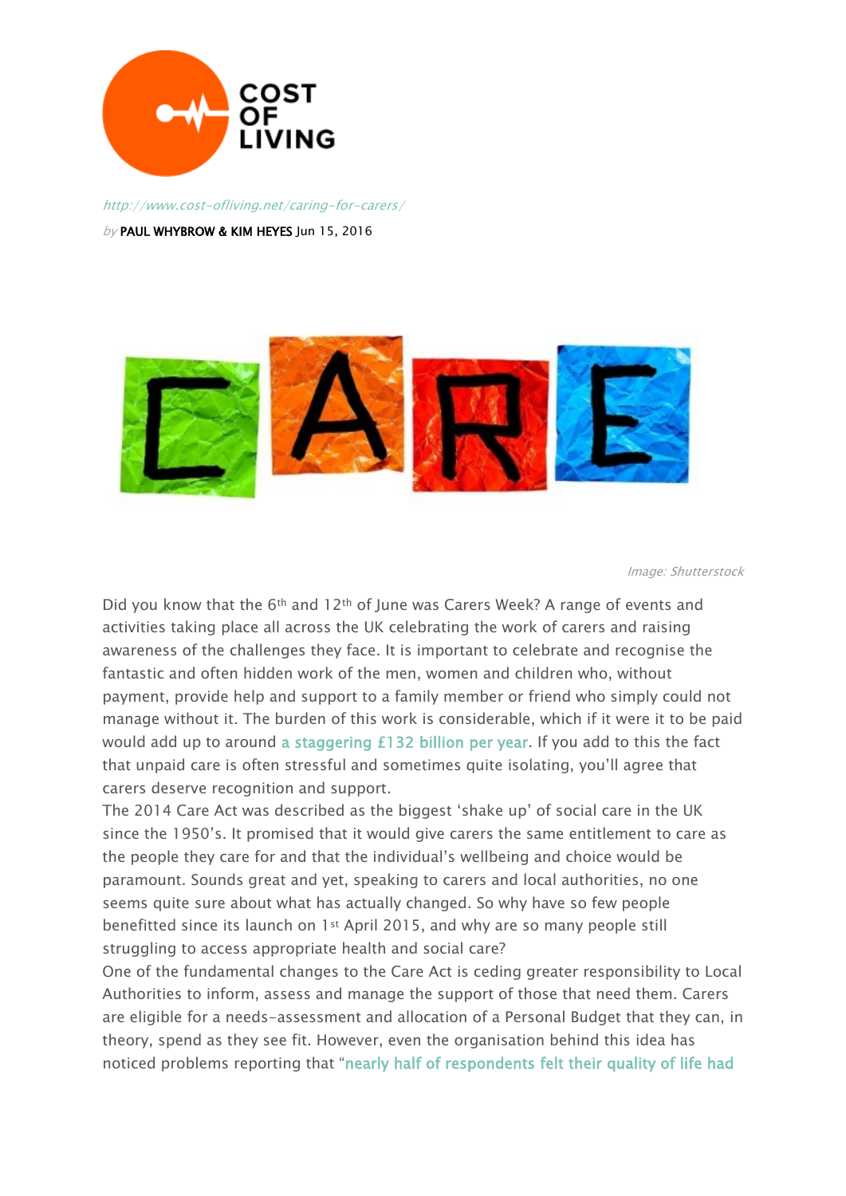# COST OF LIVING

*http://www.cost-ofliving.net/caring-for-carers/*

*by* **PAUL WHYBROW & KIM HEYES** Jun 15, 2016

*Image: Shutterstock*

Did you know that the 6th and 12th of June was Carers Week? A range of events and activities taking place all across the UK celebrating the work of carers and raising awareness of the challenges they face. It is important to celebrate and recognise the fantastic and often hidden work of the men, women and children who, without payment, provide help and support to a family member or friend who simply could not manage without it. The burden of this work is considerable, which if it were it to be paid would add up to around a staggering £132 billion per year. If you add to this the fact that unpaid care is often stressful and sometimes quite isolating, you'll agree that carers deserve recognition and support.

The 2014 Care Act was described as the biggest 'shake up' of social care in the UK since the 1950's. It promised that it would give carers the same entitlement to care as the people they care for and that the individual's wellbeing and choice would be paramount. Sounds great and yet, speaking to carers and local authorities, no one seems quite sure about what has actually changed. So why have so few people benefitted since its launch on 1st April 2015, and why are so many people still struggling to access appropriate health and social care?

One of the fundamental changes to the Care Act is ceding greater responsibility to Local Authorities to inform, assess and manage the support of those that need them. Carers are eligible for a needs-assessment and allocation of a Personal Budget that they can, in theory, spend as they see fit. However, even the organisation behind this idea has noticed problems reporting that "nearly half of respondents felt their quality of life had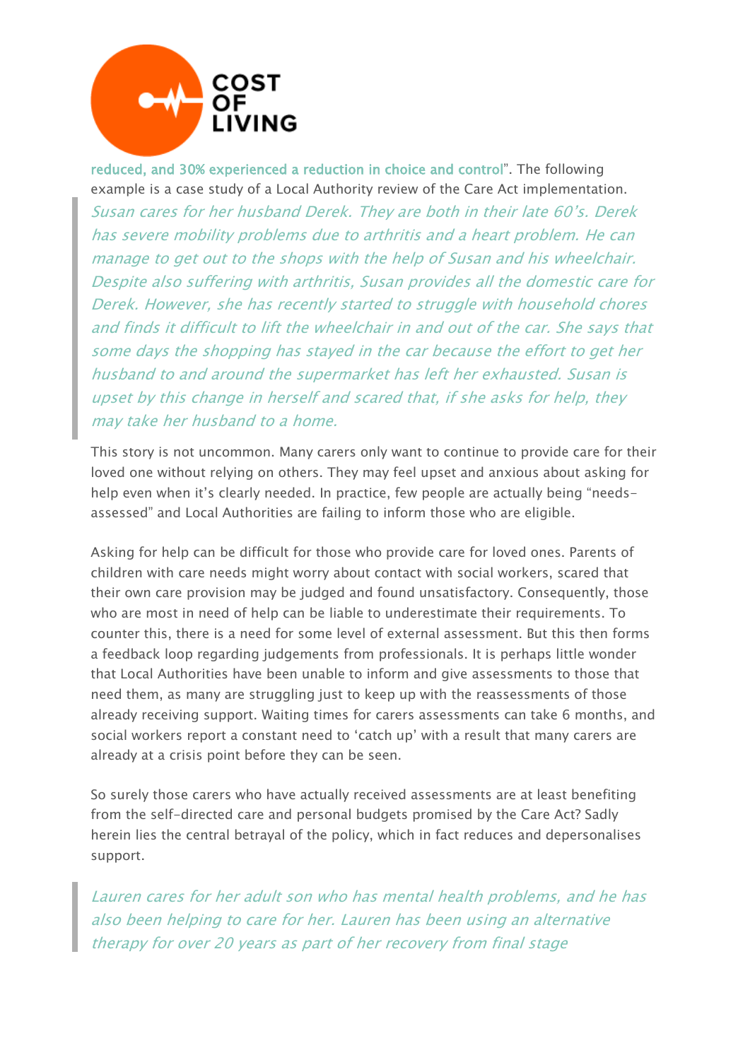reduced, and 30% experienced a reduction in choice and control". The following example is a case study of a Local Authority review of the Care Act implementation.

> *Susan cares for her husband Derek. They are both in their late 60's. Derek has severe mobility problems due to arthritis and a heart problem. He can manage to get out to the shops with the help of Susan and his wheelchair. Despite also suffering with arthritis, Susan provides all the domestic care for Derek. However, she has recently started to struggle with household chores and finds it difficult to lift the wheelchair in and out of the car. She says that some days the shopping has stayed in the car because the effort to get her husband to and around the supermarket has left her exhausted. Susan is upset by this change in herself and scared that, if she asks for help, they may take her husband to a home.*

This story is not uncommon. Many carers only want to continue to provide care for their loved one without relying on others. They may feel upset and anxious about asking for help even when it's clearly needed. In practice, few people are actually being "needs-assessed" and Local Authorities are failing to inform those who are eligible.

Asking for help can be difficult for those who provide care for loved ones. Parents of children with care needs might worry about contact with social workers, scared that their own care provision may be judged and found unsatisfactory. Consequently, those who are most in need of help can be liable to underestimate their requirements. To counter this, there is a need for some level of external assessment. But this then forms a feedback loop regarding judgements from professionals. It is perhaps little wonder that Local Authorities have been unable to inform and give assessments to those that need them, as many are struggling just to keep up with the reassessments of those already receiving support. Waiting times for carers assessments can take 6 months, and social workers report a constant need to 'catch up' with a result that many carers are already at a crisis point before they can be seen.

So surely those carers who have actually received assessments are at least benefiting from the self-directed care and personal budgets promised by the Care Act? Sadly herein lies the central betrayal of the policy, which in fact reduces and depersonalises support.

> *Lauren cares for her adult son who has mental health problems, and he has also been helping to care for her. Lauren has been using an alternative therapy for over 20 years as part of her recovery from final stage*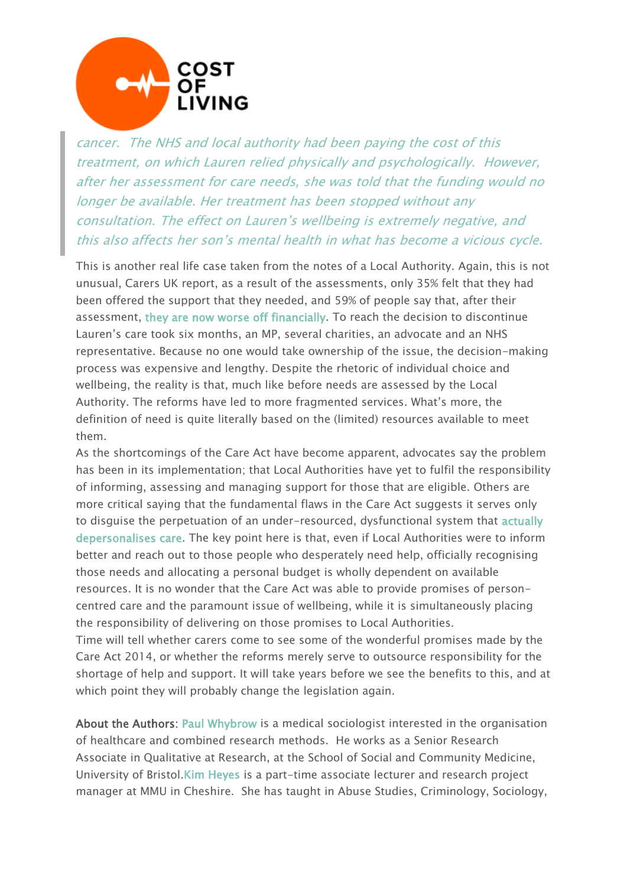> *cancer. The NHS and local authority had been paying the cost of this treatment, on which Lauren relied physically and psychologically. However, after her assessment for care needs, she was told that the funding would no longer be available. Her treatment has been stopped without any consultation. The effect on Lauren's wellbeing is extremely negative, and this also affects her son's mental health in what has become a vicious cycle.*

This is another real life case taken from the notes of a Local Authority. Again, this is not unusual, Carers UK report, as a result of the assessments, only 35% felt that they had been offered the support that they needed, and 59% of people say that, after their assessment, they are now worse off financially. To reach the decision to discontinue Lauren's care took six months, an MP, several charities, an advocate and an NHS representative. Because no one would take ownership of the issue, the decision-making process was expensive and lengthy. Despite the rhetoric of individual choice and wellbeing, the reality is that, much like before needs are assessed by the Local Authority. The reforms have led to more fragmented services. What's more, the definition of need is quite literally based on the (limited) resources available to meet them.

As the shortcomings of the Care Act have become apparent, advocates say the problem has been in its implementation; that Local Authorities have yet to fulfil the responsibility of informing, assessing and managing support for those that are eligible. Others are more critical saying that the fundamental flaws in the Care Act suggests it serves only to disguise the perpetuation of an under-resourced, dysfunctional system that actually depersonalises care. The key point here is that, even if Local Authorities were to inform better and reach out to those people who desperately need help, officially recognising those needs and allocating a personal budget is wholly dependent on available resources. It is no wonder that the Care Act was able to provide promises of person-centred care and the paramount issue of wellbeing, while it is simultaneously placing the responsibility of delivering on those promises to Local Authorities.

Time will tell whether carers come to see some of the wonderful promises made by the Care Act 2014, or whether the reforms merely serve to outsource responsibility for the shortage of help and support. It will take years before we see the benefits to this, and at which point they will probably change the legislation again.

**About the Authors**: Paul Whybrow is a medical sociologist interested in the organisation of healthcare and combined research methods. He works as a Senior Research Associate in Qualitative at Research, at the School of Social and Community Medicine, University of Bristol.Kim Heyes is a part-time associate lecturer and research project manager at MMU in Cheshire. She has taught in Abuse Studies, Criminology, Sociology,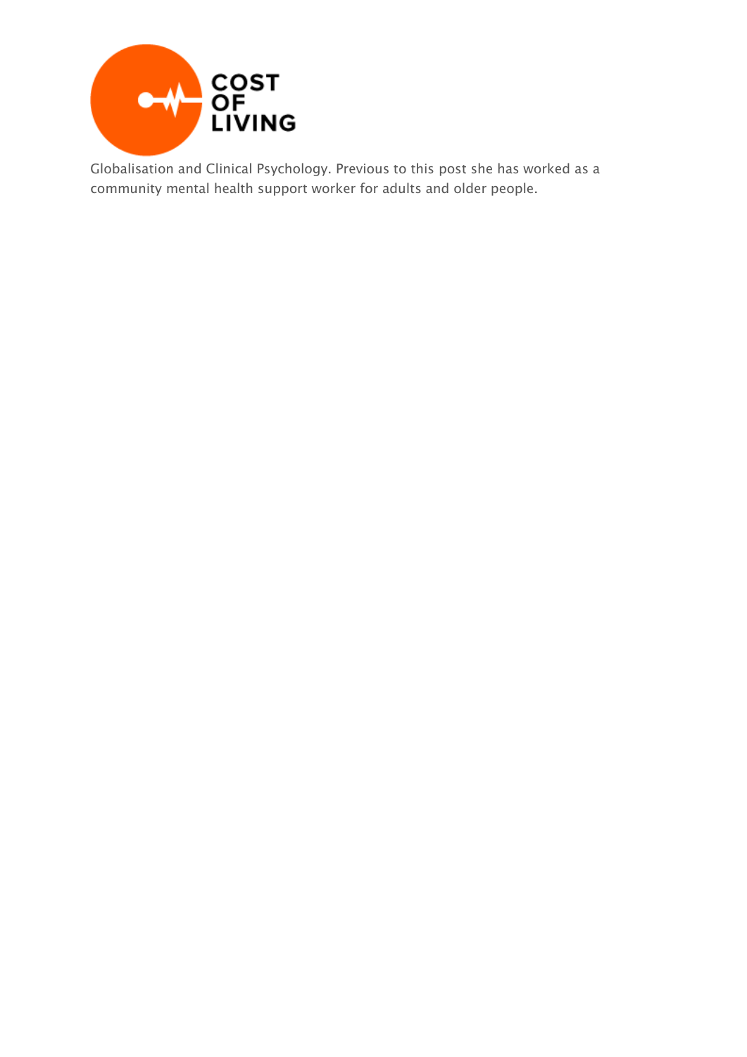Globalisation and Clinical Psychology. Previous to this post she has worked as a community mental health support worker for adults and older people.